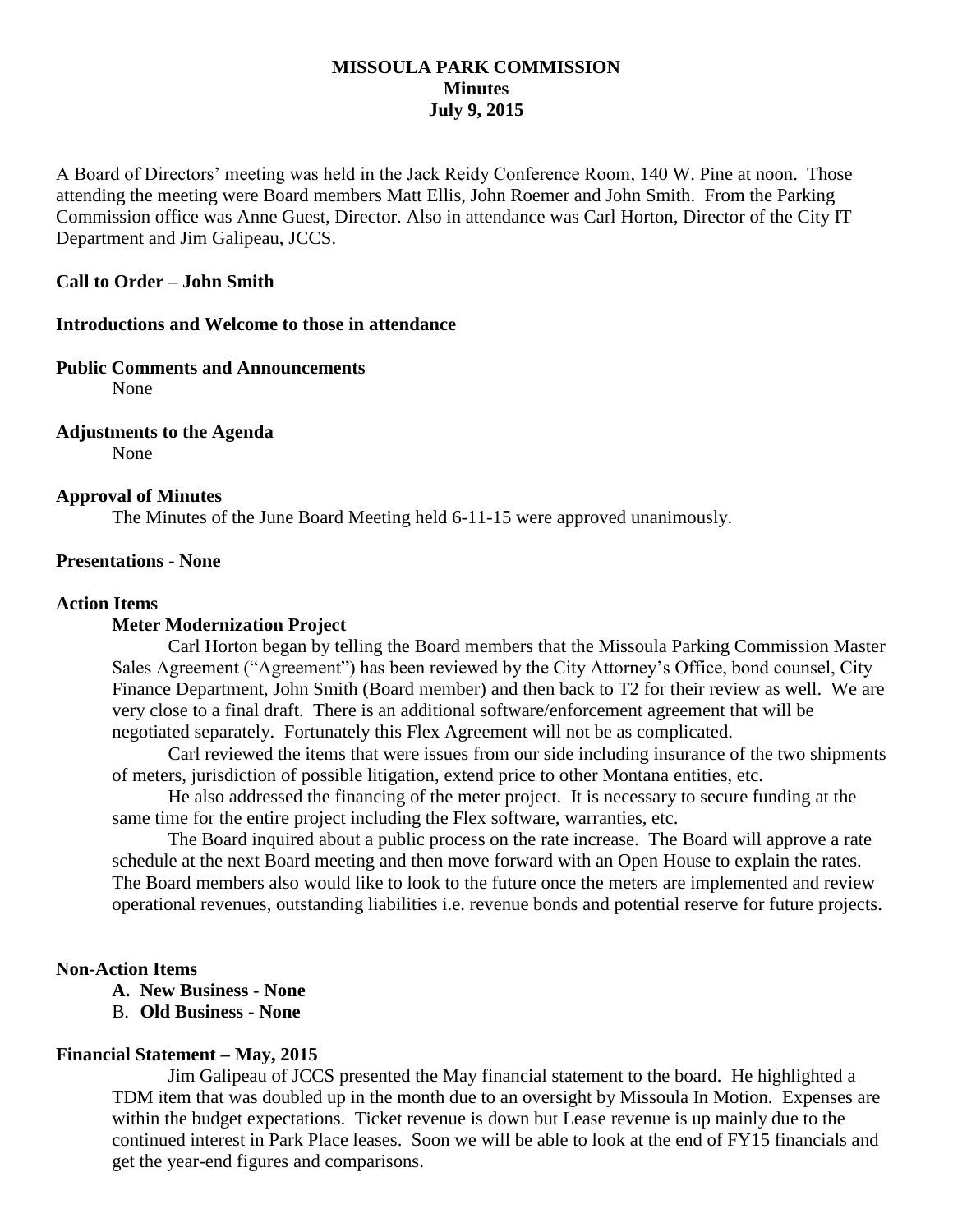# MISSOULA PARK COMMISSION
## Minutes
## July 9, 2015

A Board of Directors' meeting was held in the Jack Reidy Conference Room, 140 W. Pine at noon. Those attending the meeting were Board members Matt Ellis, John Roemer and John Smith. From the Parking Commission office was Anne Guest, Director. Also in attendance was Carl Horton, Director of the City IT Department and Jim Galipeau, JCCS.

**Call to Order – John Smith**

**Introductions and Welcome to those in attendance**

**Public Comments and Announcements**

None

**Adjustments to the Agenda**

None

**Approval of Minutes**

The Minutes of the June Board Meeting held 6-11-15 were approved unanimously.

**Presentations - None**

**Action Items**

**Meter Modernization Project**

Carl Horton began by telling the Board members that the Missoula Parking Commission Master Sales Agreement ("Agreement") has been reviewed by the City Attorney's Office, bond counsel, City Finance Department, John Smith (Board member) and then back to T2 for their review as well. We are very close to a final draft. There is an additional software/enforcement agreement that will be negotiated separately. Fortunately this Flex Agreement will not be as complicated.

Carl reviewed the items that were issues from our side including insurance of the two shipments of meters, jurisdiction of possible litigation, extend price to other Montana entities, etc.

He also addressed the financing of the meter project. It is necessary to secure funding at the same time for the entire project including the Flex software, warranties, etc.

The Board inquired about a public process on the rate increase. The Board will approve a rate schedule at the next Board meeting and then move forward with an Open House to explain the rates. The Board members also would like to look to the future once the meters are implemented and review operational revenues, outstanding liabilities i.e. revenue bonds and potential reserve for future projects.

**Non-Action Items**

A. **New Business - None**

B. **Old Business - None**

**Financial Statement – May, 2015**

Jim Galipeau of JCCS presented the May financial statement to the board. He highlighted a TDM item that was doubled up in the month due to an oversight by Missoula In Motion. Expenses are within the budget expectations. Ticket revenue is down but Lease revenue is up mainly due to the continued interest in Park Place leases. Soon we will be able to look at the end of FY15 financials and get the year-end figures and comparisons.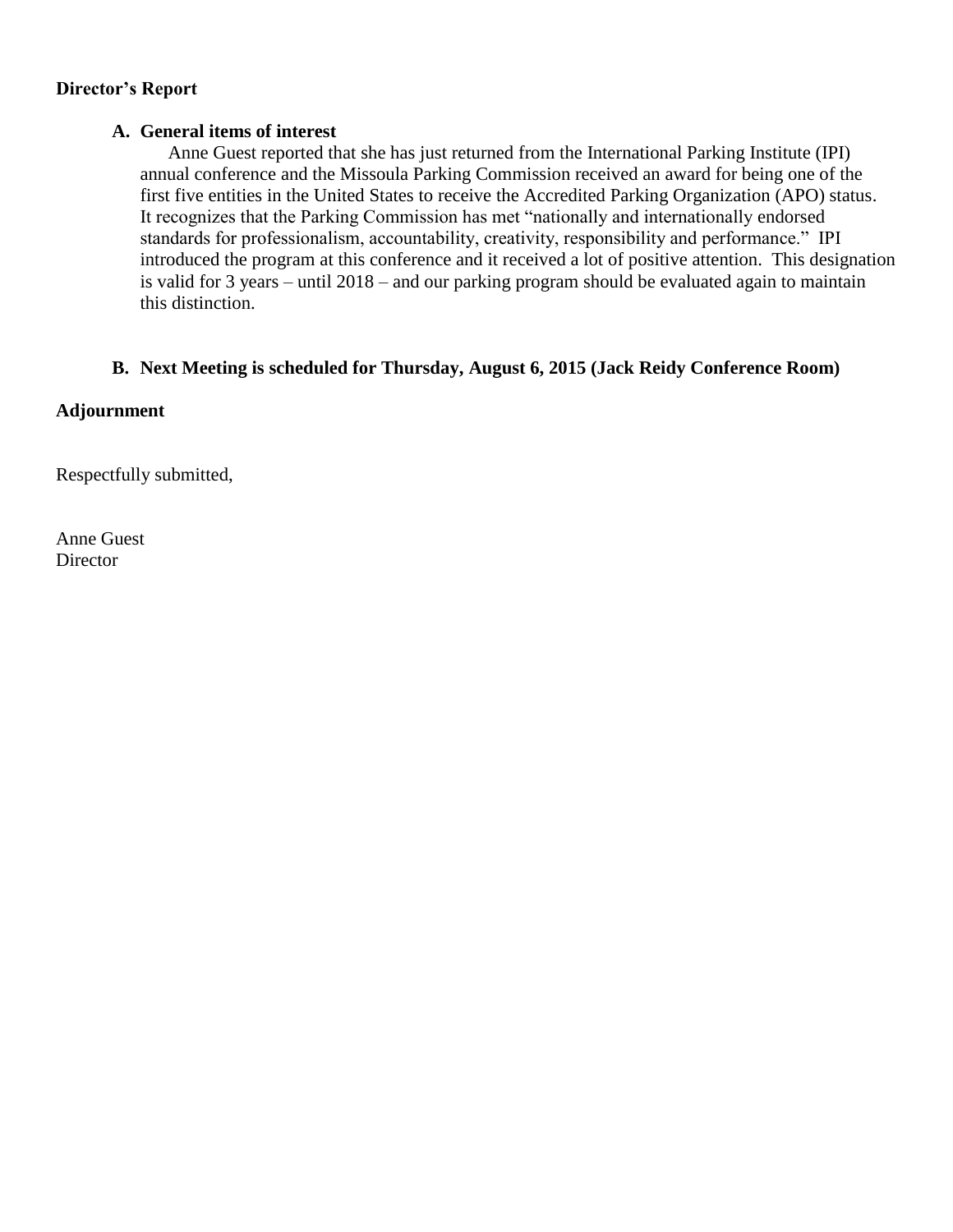**Director's Report**

**A. General items of interest**

Anne Guest reported that she has just returned from the International Parking Institute (IPI) annual conference and the Missoula Parking Commission received an award for being one of the first five entities in the United States to receive the Accredited Parking Organization (APO) status. It recognizes that the Parking Commission has met "nationally and internationally endorsed standards for professionalism, accountability, creativity, responsibility and performance." IPI introduced the program at this conference and it received a lot of positive attention. This designation is valid for 3 years – until 2018 – and our parking program should be evaluated again to maintain this distinction.

**B. Next Meeting is scheduled for Thursday, August 6, 2015 (Jack Reidy Conference Room)**

**Adjournment**

Respectfully submitted,

Anne Guest
Director